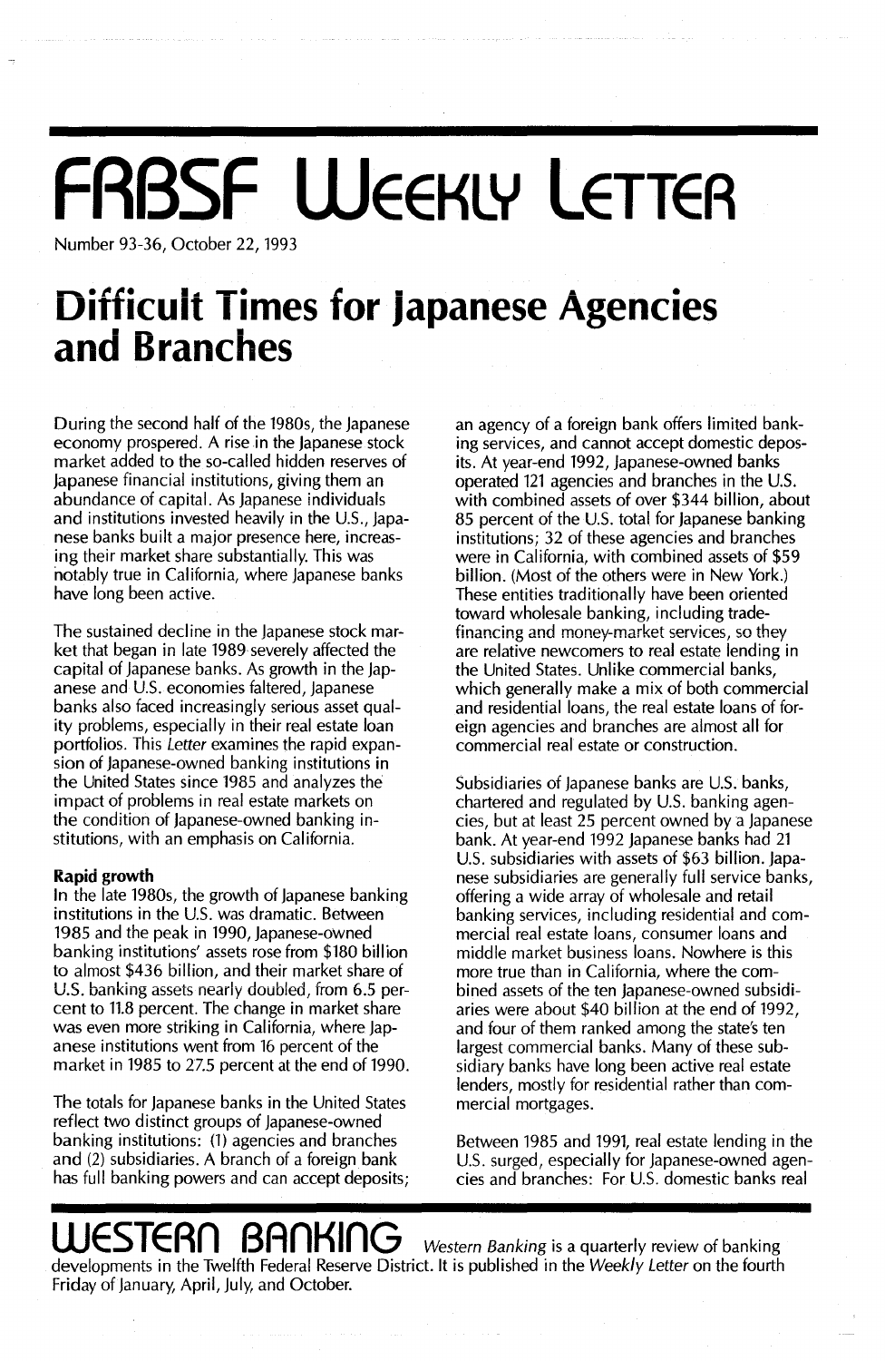# FRBSF Weekly Letter

Number 93-36, October 22, 1993

## Difficult Times for Japanese Agencies and Branches

During the second half of the 1980s, the Japanese economy prospered. A rise in the Japanese stock market added to the so-called hidden reserves of Japanese financial institutions, giving them an abundance of capital. As Japanese individuals and institutions invested heavily in the U.S., Japanese banks built a major presence here, increasing their market share substantially. This was notably true in California, where Japanese banks have long been active.

The sustained decline in the Japanese stock market that began in late 1989 severely affected the capital of Japanese banks. As growth in the Japanese and U.S. economies faltered, Japanese banks also faced increasingly serious asset quality problems, especially in their real estate loan portfolios. This *Letter* examines the rapid expansion of Japanese-owned banking institutions in the United States since 1985 and analyzes the impact of problems in real estate markets on the condition of Japanese-owned banking institutions, with an emphasis on California.

**Rapid growth**

In the late 1980s, the growth of Japanese banking institutions in the U.S. was dramatic. Between 1985 and the peak in 1990, Japanese-owned banking institutions' assets rose from $180 billion to almost $436 billion, and their market share of U.S. banking assets nearly doubled, from 6.5 percent to 11.8 percent. The change in market share was even more striking in California, where Japanese institutions went from 16 percent of the market in 1985 to 27.5 percent at the end of 1990.

The totals for Japanese banks in the United States reflect two distinct groups of Japanese-owned banking institutions: (1) agencies and branches and (2) subsidiaries. A branch of a foreign bank has full banking powers and can accept deposits; an agency of a foreign bank offers limited banking services, and cannot accept domestic deposits. At year-end 1992, Japanese-owned banks operated 121 agencies and branches in the U.S. with combined assets of over $344 billion, about 85 percent of the U.S. total for Japanese banking institutions; 32 of these agencies and branches were in California, with combined assets of $59 billion. (Most of the others were in New York.) These entities traditionally have been oriented toward wholesale banking, including trade-financing and money-market services, so they are relative newcomers to real estate lending in the United States. Unlike commercial banks, which generally make a mix of both commercial and residential loans, the real estate loans of foreign agencies and branches are almost all for commercial real estate or construction.

Subsidiaries of Japanese banks are U.S. banks, chartered and regulated by U.S. banking agencies, but at least 25 percent owned by a Japanese bank. At year-end 1992 Japanese banks had 21 U.S. subsidiaries with assets of $63 billion. Japanese subsidiaries are generally full service banks, offering a wide array of wholesale and retail banking services, including residential and commercial real estate loans, consumer loans and middle market business loans. Nowhere is this more true than in California, where the combined assets of the ten Japanese-owned subsidiaries were about $40 billion at the end of 1992, and four of them ranked among the state's ten largest commercial banks. Many of these subsidiary banks have long been active real estate lenders, mostly for residential rather than commercial mortgages.

Between 1985 and 1991, real estate lending in the U.S. surged, especially for Japanese-owned agencies and branches: For U.S. domestic banks real

**Western Banking** *Western Banking* is a quarterly review of banking developments in the Twelfth Federal Reserve District. It is published in the *Weekly Letter* on the fourth Friday of January, April, July, and October.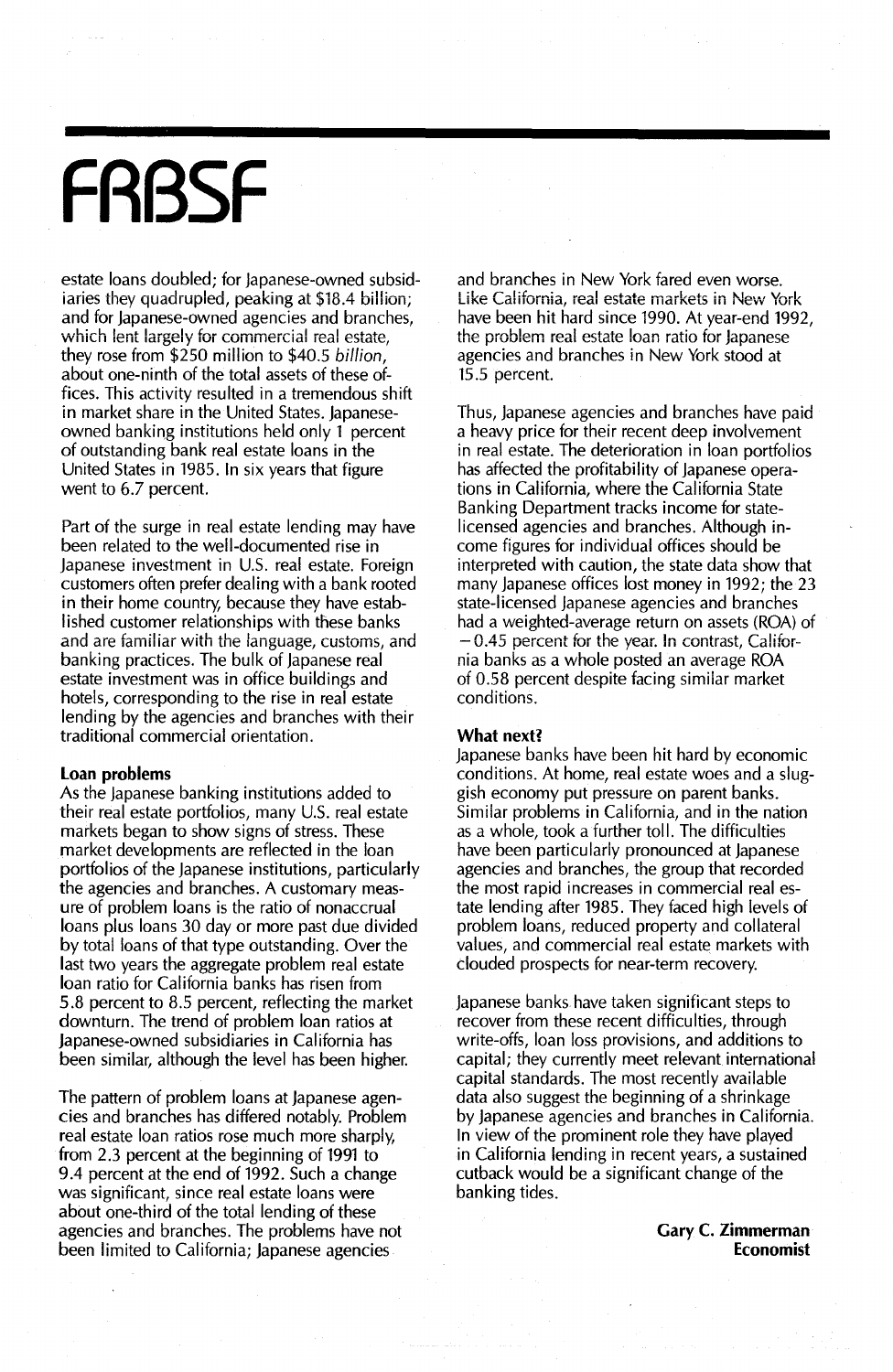estate loans doubled; for Japanese-owned subsidiaries they quadrupled, peaking at $18.4 billion; and for Japanese-owned agencies and branches, which lent largely for commercial real estate, they rose from $250 million to $40.5 *billion*, about one-ninth of the total assets of these offices. This activity resulted in a tremendous shift in market share in the United States. Japanese-owned banking institutions held only 1 percent of outstanding bank real estate loans in the United States in 1985. In six years that figure went to 6.7 percent.

Part of the surge in real estate lending may have been related to the well-documented rise in Japanese investment in U.S. real estate. Foreign customers often prefer dealing with a bank rooted in their home country, because they have established customer relationships with these banks and are familiar with the language, customs, and banking practices. The bulk of Japanese real estate investment was in office buildings and hotels, corresponding to the rise in real estate lending by the agencies and branches with their traditional commercial orientation.

**Loan problems**

As the Japanese banking institutions added to their real estate portfolios, many U.S. real estate markets began to show signs of stress. These market developments are reflected in the loan portfolios of the Japanese institutions, particularly the agencies and branches. A customary measure of problem loans is the ratio of nonaccrual loans plus loans 30 day or more past due divided by total loans of that type outstanding. Over the last two years the aggregate problem real estate loan ratio for California banks has risen from 5.8 percent to 8.5 percent, reflecting the market downturn. The trend of problem loan ratios at Japanese-owned subsidiaries in California has been similar, although the level has been higher.

The pattern of problem loans at Japanese agencies and branches has differed notably. Problem real estate loan ratios rose much more sharply, from 2.3 percent at the beginning of 1991 to 9.4 percent at the end of 1992. Such a change was significant, since real estate loans were about one-third of the total lending of these agencies and branches. The problems have not been limited to California; Japanese agencies and branches in New York fared even worse. Like California, real estate markets in New York have been hit hard since 1990. At year-end 1992, the problem real estate loan ratio for Japanese agencies and branches in New York stood at 15.5 percent.

Thus, Japanese agencies and branches have paid a heavy price for their recent deep involvement in real estate. The deterioration in loan portfolios has affected the profitability of Japanese operations in California, where the California State Banking Department tracks income for state-licensed agencies and branches. Although income figures for individual offices should be interpreted with caution, the state data show that many Japanese offices lost money in 1992; the 23 state-licensed Japanese agencies and branches had a weighted-average return on assets (ROA) of −0.45 percent for the year. In contrast, California banks as a whole posted an average ROA of 0.58 percent despite facing similar market conditions.

**What next?**

Japanese banks have been hit hard by economic conditions. At home, real estate woes and a sluggish economy put pressure on parent banks. Similar problems in California, and in the nation as a whole, took a further toll. The difficulties have been particularly pronounced at Japanese agencies and branches, the group that recorded the most rapid increases in commercial real estate lending after 1985. They faced high levels of problem loans, reduced property and collateral values, and commercial real estate markets with clouded prospects for near-term recovery.

Japanese banks have taken significant steps to recover from these recent difficulties, through write-offs, loan loss provisions, and additions to capital; they currently meet relevant international capital standards. The most recently available data also suggest the beginning of a shrinkage by Japanese agencies and branches in California. In view of the prominent role they have played in California lending in recent years, a sustained cutback would be a significant change of the banking tides.

**Gary C. Zimmerman**
**Economist**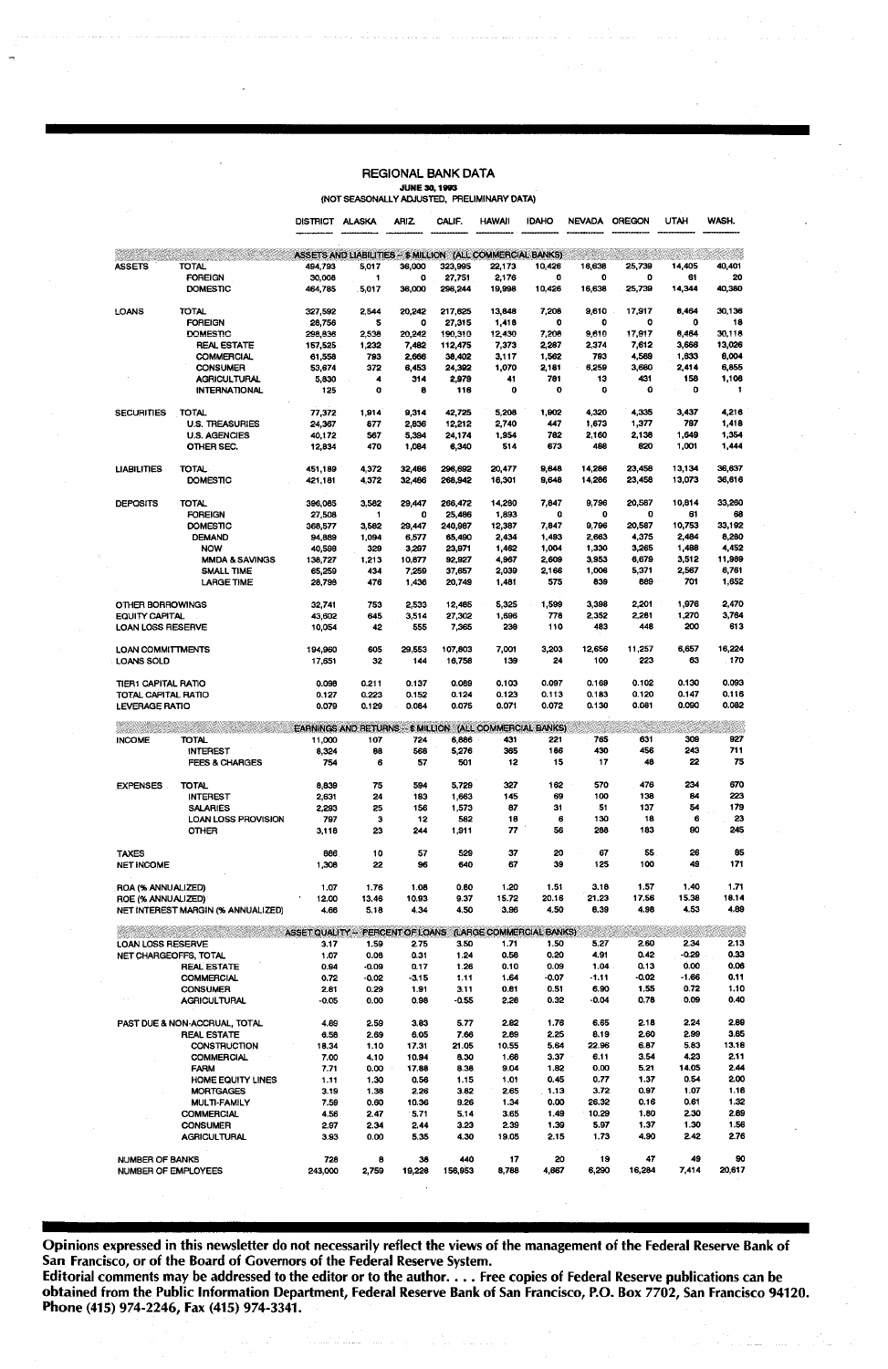# REGIONAL BANK DATA

**JUNE 30, 1993**

(NOT SEASONALLY ADJUSTED, PRELIMINARY DATA)

| | | DISTRICT | ALASKA | ARIZ. | CALIF. | HAWAII | IDAHO | NEVADA | OREGON | UTAH | WASH. |
|---|---|---|---|---|---|---|---|---|---|---|---|
| **ASSETS AND LIABILITIES – $ MILLION (ALL COMMERCIAL BANKS)** | | | | | | | | | | | |
| ASSETS | TOTAL | 494,793 | 5,017 | 36,000 | 323,995 | 22,173 | 10,426 | 16,638 | 25,739 | 14,405 | 40,401 |
| | FOREIGN | 30,008 | 1 | 0 | 27,751 | 2,176 | 0 | 0 | 0 | 61 | 20 |
| | DOMESTIC | 464,785 | 5,017 | 36,000 | 296,244 | 19,998 | 10,426 | 16,638 | 25,739 | 14,344 | 40,380 |
| LOANS | TOTAL | 327,592 | 2,544 | 20,242 | 217,625 | 13,848 | 7,208 | 9,610 | 17,917 | 8,464 | 30,136 |
| | FOREIGN | 28,756 | 5 | 0 | 27,315 | 1,418 | 0 | 0 | 0 | 0 | 18 |
| | DOMESTIC | 298,836 | 2,538 | 20,242 | 190,310 | 12,430 | 7,208 | 9,610 | 17,917 | 8,464 | 30,118 |
| | REAL ESTATE | 157,525 | 1,232 | 7,482 | 112,475 | 7,373 | 2,287 | 2,374 | 7,612 | 3,668 | 13,026 |
| | COMMERCIAL | 61,558 | 793 | 2,666 | 38,402 | 3,117 | 1,562 | 763 | 4,569 | 1,633 | 6,004 |
| | CONSUMER | 53,674 | 372 | 6,453 | 24,392 | 1,070 | 2,181 | 6,259 | 3,680 | 2,414 | 6,855 |
| | AGRICULTURAL | 5,830 | 4 | 314 | 2,979 | 41 | 781 | 13 | 431 | 158 | 1,106 |
| | INTERNATIONAL | 125 | 0 | 8 | 116 | 0 | 0 | 0 | 0 | 0 | 1 |
| SECURITIES | TOTAL | 77,372 | 1,914 | 9,314 | 42,725 | 5,208 | 1,902 | 4,320 | 4,335 | 3,437 | 4,216 |
| | U.S. TREASURIES | 24,367 | 877 | 2,836 | 12,212 | 2,740 | 447 | 1,673 | 1,377 | 787 | 1,418 |
| | U.S. AGENCIES | 40,172 | 567 | 5,394 | 24,174 | 1,954 | 782 | 2,160 | 2,138 | 1,649 | 1,354 |
| | OTHER SEC. | 12,834 | 470 | 1,084 | 6,340 | 514 | 673 | 488 | 820 | 1,001 | 1,444 |
| LIABILITIES | TOTAL | 451,189 | 4,372 | 32,486 | 296,692 | 20,477 | 9,648 | 14,286 | 23,458 | 13,134 | 36,637 |
| | DOMESTIC | 421,181 | 4,372 | 32,486 | 268,942 | 18,301 | 9,648 | 14,286 | 23,458 | 13,073 | 36,616 |
| DEPOSITS | TOTAL | 396,085 | 3,582 | 29,447 | 266,472 | 14,280 | 7,847 | 9,796 | 20,587 | 10,814 | 33,260 |
| | FOREIGN | 27,508 | 1 | 0 | 25,486 | 1,893 | 0 | 0 | 0 | 61 | 68 |
| | DOMESTIC | 368,577 | 3,582 | 29,447 | 240,987 | 12,387 | 7,847 | 9,796 | 20,587 | 10,753 | 33,192 |
| | DEMAND | 94,889 | 1,094 | 6,577 | 65,490 | 2,434 | 1,493 | 2,663 | 4,375 | 2,484 | 8,280 |
| | NOW | 40,559 | 329 | 3,297 | 23,971 | 1,462 | 1,004 | 1,330 | 3,265 | 1,488 | 4,452 |
| | MMDA & SAVINGS | 138,727 | 1,213 | 10,877 | 92,927 | 4,967 | 2,609 | 3,953 | 6,679 | 3,512 | 11,989 |
| | SMALL TIME | 65,259 | 434 | 7,259 | 37,857 | 2,039 | 2,166 | 1,006 | 5,371 | 2,567 | 6,761 |
| | LARGE TIME | 28,798 | 476 | 1,436 | 20,749 | 1,481 | 575 | 839 | 889 | 701 | 1,652 |
| OTHER BORROWINGS | | 32,741 | 753 | 2,533 | 12,485 | 5,325 | 1,599 | 3,398 | 2,201 | 1,976 | 2,470 |
| EQUITY CAPITAL | | 43,602 | 645 | 3,514 | 27,302 | 1,696 | 778 | 2,352 | 2,281 | 1,270 | 3,764 |
| LOAN LOSS RESERVE | | 10,054 | 42 | 555 | 7,365 | 238 | 110 | 483 | 448 | 200 | 613 |
| LOAN COMMITTMENTS | | 194,960 | 605 | 29,553 | 107,803 | 7,001 | 3,203 | 12,656 | 11,257 | 6,657 | 16,224 |
| LOANS SOLD | | 17,651 | 32 | 144 | 16,758 | 139 | 24 | 100 | 223 | 63 | 170 |
| TIER1 CAPITAL RATIO | | 0.098 | 0.211 | 0.137 | 0.089 | 0.103 | 0.097 | 0.169 | 0.102 | 0.130 | 0.093 |
| TOTAL CAPITAL RATIO | | 0.127 | 0.223 | 0.152 | 0.124 | 0.123 | 0.113 | 0.183 | 0.120 | 0.147 | 0.116 |
| LEVERAGE RATIO | | 0.079 | 0.129 | 0.084 | 0.075 | 0.071 | 0.072 | 0.130 | 0.081 | 0.090 | 0.082 |
| **EARNINGS AND RETURNS – $ MILLION (ALL COMMERCIAL BANKS)** | | | | | | | | | | | |
| INCOME | TOTAL | 11,000 | 107 | 724 | 6,886 | 431 | 221 | 765 | 631 | 309 | 927 |
| | INTEREST | 8,324 | 88 | 568 | 5,276 | 365 | 186 | 430 | 456 | 243 | 711 |
| | FEES & CHARGES | 754 | 6 | 57 | 501 | 12 | 15 | 17 | 48 | 22 | 75 |
| EXPENSES | TOTAL | 8,839 | 75 | 594 | 5,729 | 327 | 162 | 570 | 476 | 234 | 670 |
| | INTEREST | 2,631 | 24 | 183 | 1,663 | 145 | 69 | 100 | 138 | 84 | 223 |
| | SALARIES | 2,293 | 25 | 156 | 1,573 | 87 | 31 | 51 | 137 | 54 | 179 |
| | LOAN LOSS PROVISION | 797 | 3 | 12 | 582 | 18 | 6 | 130 | 18 | 6 | 23 |
| | OTHER | 3,118 | 23 | 244 | 1,911 | 77 | 56 | 288 | 183 | 90 | 245 |
| TAXES | | 866 | 10 | 57 | 529 | 37 | 20 | 67 | 55 | 26 | 85 |
| NET INCOME | | 1,308 | 22 | 96 | 640 | 67 | 39 | 125 | 100 | 49 | 171 |
| ROA (% ANNUALIZED) | | 1.07 | 1.76 | 1.08 | 0.80 | 1.20 | 1.51 | 3.18 | 1.57 | 1.40 | 1.71 |
| ROE (% ANNUALIZED) | | 12.00 | 13.46 | 10.93 | 9.37 | 15.72 | 20.16 | 21.23 | 17.56 | 15.38 | 18.14 |
| NET INTEREST MARGIN (% ANNUALIZED) | | 4.66 | 5.18 | 4.34 | 4.50 | 3.96 | 4.50 | 8.39 | 4.98 | 4.53 | 4.89 |
| **ASSET QUALITY – PERCENT OF LOANS (LARGE COMMERCIAL BANKS)** | | | | | | | | | | | |
| LOAN LOSS RESERVE | | 3.17 | 1.59 | 2.75 | 3.50 | 1.71 | 1.50 | 5.27 | 2.60 | 2.34 | 2.13 |
| NET CHARGEOFFS, TOTAL | | 1.07 | 0.08 | 0.31 | 1.24 | 0.58 | 0.20 | 4.91 | 0.42 | -0.29 | 0.33 |
| | REAL ESTATE | 0.94 | -0.09 | 0.17 | 1.26 | 0.10 | 0.09 | 1.04 | 0.13 | 0.00 | 0.06 |
| | COMMERCIAL | 0.72 | -0.02 | -3.15 | 1.11 | 1.64 | -0.07 | -1.11 | -0.02 | -1.66 | 0.11 |
| | CONSUMER | 2.61 | 0.29 | 1.91 | 3.11 | 0.61 | 0.51 | 6.90 | 1.55 | 0.72 | 1.10 |
| | AGRICULTURAL | -0.05 | 0.00 | 0.98 | -0.55 | 2.28 | 0.32 | -0.04 | 0.78 | 0.09 | 0.40 |
| PAST DUE & NON-ACCRUAL, TOTAL | | 4.69 | 2.59 | 3.83 | 5.77 | 2.82 | 1.76 | 6.65 | 2.18 | 2.24 | 2.89 |
| | REAL ESTATE | 6.56 | 2.69 | 6.05 | 7.66 | 2.89 | 2.25 | 8.19 | 2.60 | 2.99 | 3.85 |
| | CONSTRUCTION | 18.34 | 1.10 | 17.31 | 21.05 | 10.55 | 5.64 | 22.96 | 6.87 | 5.83 | 13.18 |
| | COMMERCIAL | 7.00 | 4.10 | 10.94 | 8.30 | 1.68 | 3.37 | 6.11 | 3.54 | 4.23 | 2.11 |
| | FARM | 7.71 | 0.00 | 17.88 | 8.38 | 9.04 | 1.82 | 0.00 | 5.21 | 14.05 | 2.44 |
| | HOME EQUITY LINES | 1.11 | 1.30 | 0.56 | 1.15 | 1.01 | 0.45 | 0.77 | 1.37 | 0.54 | 2.00 |
| | MORTGAGES | 3.19 | 1.38 | 2.26 | 3.82 | 2.65 | 1.13 | 3.72 | 0.97 | 1.07 | 1.18 |
| | MULTI-FAMILY | 7.59 | 0.60 | 10.36 | 9.26 | 1.34 | 0.00 | 26.32 | 0.16 | 0.61 | 1.32 |
| | COMMERCIAL | 4.56 | 2.47 | 5.71 | 5.14 | 3.65 | 1.49 | 10.29 | 1.80 | 2.30 | 2.69 |
| | CONSUMER | 2.97 | 2.34 | 2.44 | 3.23 | 2.39 | 1.39 | 5.97 | 1.37 | 1.30 | 1.56 |
| | AGRICULTURAL | 3.93 | 0.00 | 5.35 | 4.30 | 19.05 | 2.15 | 1.73 | 4.90 | 2.42 | 2.76 |
| NUMBER OF BANKS | | 728 | 8 | 38 | 440 | 17 | 20 | 19 | 47 | 49 | 90 |
| NUMBER OF EMPLOYEES | | 243,000 | 2,759 | 19,228 | 156,953 | 8,788 | 4,667 | 6,290 | 16,284 | 7,414 | 20,617 |

**Opinions expressed in this newsletter do not necessarily reflect the views of the management of the Federal Reserve Bank of San Francisco, or of the Board of Governors of the Federal Reserve System.**

**Editorial comments may be addressed to the editor or to the author. . . . Free copies of Federal Reserve publications can be obtained from the Public Information Department, Federal Reserve Bank of San Francisco, P.O. Box 7702, San Francisco 94120. Phone (415) 974-2246, Fax (415) 974-3341.**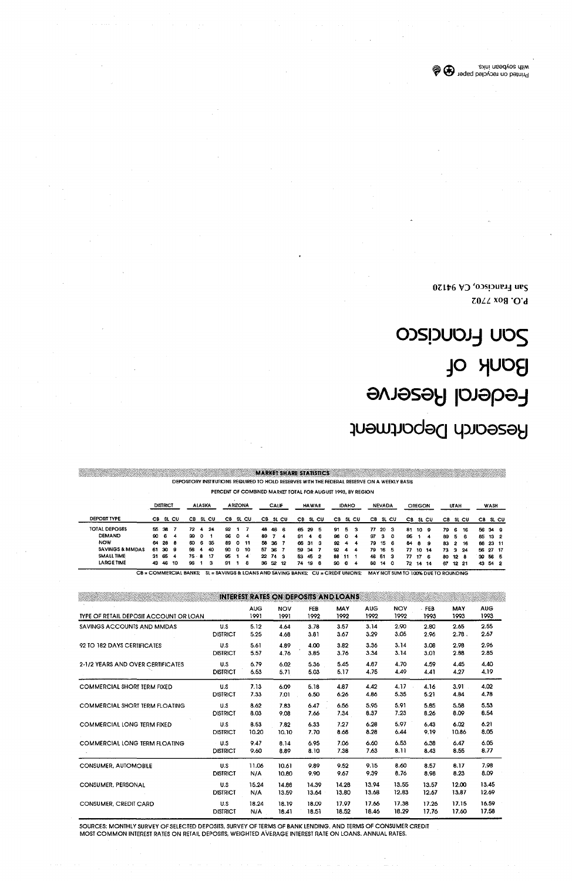Printed on recycled paper with soybean inks.

Research Department

Federal Reserve Bank of San Francisco

P.O. Box 7702
San Francisco, CA 94120

## MARKET SHARE STATISTICS

DEPOSITORY INSTITUTIONS REQUIRED TO HOLD RESERVES WITH THE FEDERAL RESERVE ON A WEEKLY BASIS

PERCENT OF COMBINED MARKET TOTAL FOR AUGUST 1993, BY REGION

| | DISTRICT | | | ALASKA | | | ARIZONA | | | CALIF | | | HAWAII | | | IDAHO | | | NEVADA | | | OREGON | | | UTAH | | | WASH | | |
|---|---|---|---|---|---|---|---|---|---|---|---|---|---|---|---|---|---|---|---|---|---|---|---|---|---|---|---|---|---|---|
| DEPOSIT TYPE | CB | SL | CU | CB | SL | CU | CB | SL | CU | CB | SL | CU | CB | SL | CU | CB | SL | CU | CB | SL | CU | CB | SL | CU | CB | SL | CU | CB | SL | CU |
| TOTAL DEPOSITS | 55 | 38 | 7 | 72 | 4 | 24 | 92 | 1 | 7 | 48 | 46 | 6 | 65 | 29 | 5 | 91 | 5 | 3 | 77 | 20 | 3 | 81 | 10 | 9 | 79 | 6 | 16 | 56 | 34 | 9 |
| DEMAND | 90 | 6 | 4 | 99 | 0 | 1 | 96 | 0 | 4 | 89 | 7 | 4 | 91 | 4 | 6 | 96 | 0 | 4 | 97 | 3 | 0 | 95 | 1 | 4 | 89 | 5 | 6 | 85 | 13 | 2 |
| NOW | 64 | 28 | 8 | 60 | 6 | 35 | 89 | 0 | 11 | 58 | 36 | 7 | 66 | 31 | 3 | 92 | 4 | 4 | 79 | 15 | 6 | 84 | 8 | 9 | 83 | 2 | 16 | 66 | 23 | 11 |
| SAVINGS & MMDAS | 61 | 30 | 9 | 56 | 4 | 40 | 90 | 0 | 10 | 57 | 36 | 7 | 59 | 34 | 7 | 92 | 4 | 4 | 79 | 16 | 5 | 77 | 10 | 14 | 73 | 3 | 24 | 56 | 27 | 17 |
| SMALL TIME | 31 | 65 | 4 | 75 | 8 | 17 | 95 | 1 | 4 | 22 | 74 | 3 | 53 | 45 | 2 | 88 | 11 | 1 | 46 | 51 | 3 | 77 | 17 | 6 | 80 | 12 | 8 | 39 | 56 | 5 |
| LARGE TIME | 43 | 46 | 10 | 96 | 1 | 3 | 91 | 1 | 8 | 36 | 52 | 12 | 74 | 19 | 8 | 90 | 6 | 4 | 86 | 14 | 0 | 72 | 14 | 14 | 67 | 12 | 21 | 43 | 54 | 2 |

CB = COMMERCIAL BANKS; SL = SAVINGS & LOANS AND SAVING BANKS; CU = CREDIT UNIONS; MAY NOT SUM TO 100% DUE TO ROUNDING

## INTEREST RATES ON DEPOSITS AND LOANS

| TYPE OF RETAIL DEPOSIT ACCOUNT OR LOAN | | AUG 1991 | NOV 1991 | FEB 1992 | MAY 1992 | AUG 1992 | NOV 1992 | FEB 1993 | MAY 1993 | AUG 1993 |
|---|---|---|---|---|---|---|---|---|---|---|
| SAVINGS ACCOUNTS AND MMDAS | U.S | 5.12 | 4.64 | 3.78 | 3.57 | 3.14 | 2.90 | 2.80 | 2.65 | 2.55 |
| | DISTRICT | 5.25 | 4.68 | 3.81 | 3.67 | 3.29 | 3.05 | 2.96 | 2.78 | 2.67 |
| 92 TO 182 DAYS CERTIFICATES | U.S | 5.61 | 4.89 | 4.00 | 3.82 | 3.36 | 3.14 | 3.08 | 2.98 | 2.96 |
| | DISTRICT | 5.57 | 4.76 | 3.85 | 3.76 | 3.34 | 3.14 | 3.01 | 2.88 | 2.85 |
| 2-1/2 YEARS AND OVER CERTIFICATES | U.S | 6.79 | 6.02 | 5.36 | 5.45 | 4.87 | 4.70 | 4.59 | 4.45 | 4.40 |
| | DISTRICT | 6.53 | 5.71 | 5.03 | 5.17 | 4.75 | 4.49 | 4.41 | 4.27 | 4.19 |
| COMMERCIAL SHORT TERM FIXED | U.S | 7.13 | 6.09 | 5.18 | 4.87 | 4.42 | 4.17 | 4.16 | 3.91 | 4.02 |
| | DISTRICT | 7.33 | 7.01 | 6.50 | 6.26 | 4.86 | 5.35 | 5.21 | 4.84 | 4.78 |
| COMMERCIAL SHORT TERM FLOATING | U.S | 8.62 | 7.83 | 6.47 | 6.56 | 5.95 | 5.91 | 5.85 | 5.58 | 5.53 |
| | DISTRICT | 8.03 | 9.08 | 7.66 | 7.34 | 8.37 | 7.23 | 8.26 | 8.09 | 6.54 |
| COMMERCIAL LONG TERM FIXED | U.S | 8.53 | 7.82 | 6.33 | 7.27 | 6.28 | 5.97 | 6.43 | 6.02 | 6.21 |
| | DISTRICT | 10.20 | 10.10 | 7.70 | 8.68 | 8.28 | 6.44 | 9.19 | 10.86 | 8.05 |
| COMMERCIAL LONG TERM FLOATING | U.S | 9.47 | 8.14 | 6.95 | 7.06 | 6.60 | 6.53 | 6.38 | 6.47 | 6.05 |
| | DISTRICT | 9.60 | 8.89 | 8.10 | 7.38 | 7.63 | 8.11 | 8.43 | 8.55 | 8.77 |
| CONSUMER, AUTOMOBILE | U.S | 11.06 | 10.61 | 9.89 | 9.52 | 9.15 | 8.60 | 8.57 | 8.17 | 7.98 |
| | DISTRICT | N/A | 10.80 | 9.90 | 9.67 | 9.39 | 8.76 | 8.98 | 8.23 | 8.09 |
| CONSUMER, PERSONAL | U.S | 15.24 | 14.88 | 14.39 | 14.28 | 13.94 | 13.55 | 13.57 | 12.00 | 13.45 |
| | DISTRICT | N/A | 13.59 | 13.64 | 13.80 | 13.68 | 12.83 | 12.67 | 13.87 | 12.69 |
| CONSUMER, CREDIT CARD | U.S | 18.24 | 18.19 | 18.09 | 17.97 | 17.66 | 17.38 | 17.26 | 17.15 | 16.59 |
| | DISTRICT | N/A | 18.41 | 18.51 | 18.52 | 18.46 | 18.29 | 17.76 | 17.60 | 17.58 |

SOURCES: MONTHLY SURVEY OF SELECTED DEPOSITS, SURVEY OF TERMS OF BANK LENDING, AND TERMS OF CONSUMER CREDIT
MOST COMMON INTEREST RATES ON RETAIL DEPOSITS, WEIGHTED AVERAGE INTEREST RATE ON LOANS, ANNUAL RATES.